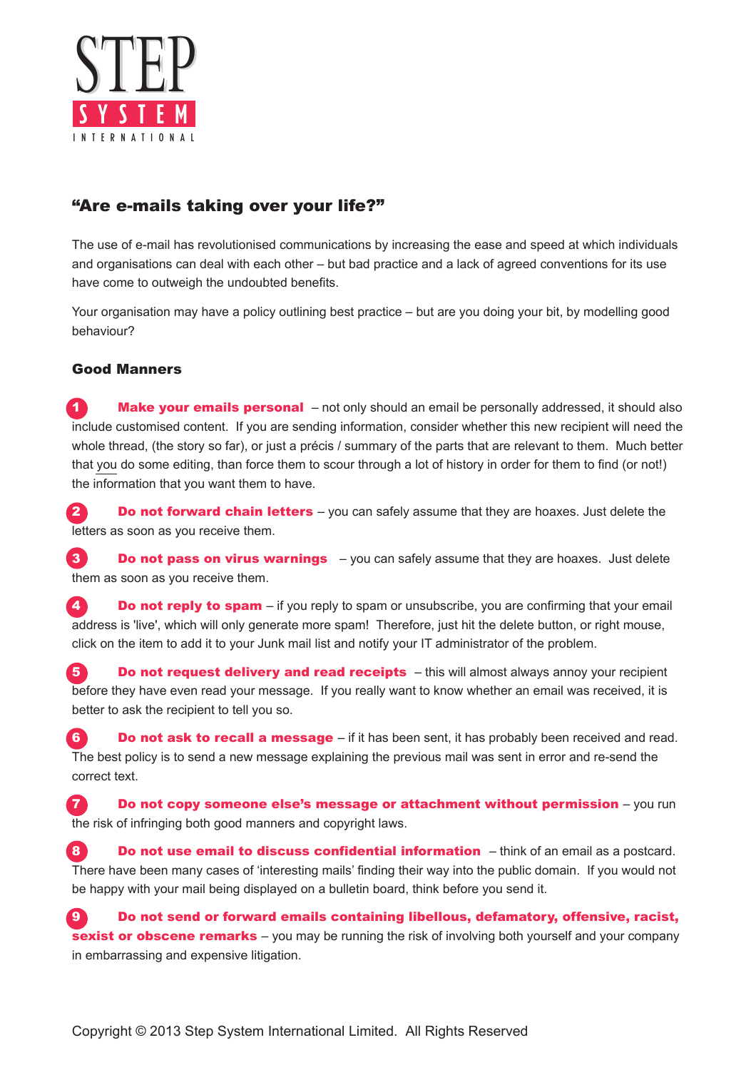STEP SYSTEM INTERNATIONAL

## "Are e-mails taking over your life?"

The use of e-mail has revolutionised communications by increasing the ease and speed at which individuals and organisations can deal with each other – but bad practice and a lack of agreed conventions for its use have come to outweigh the undoubted benefits.

Your organisation may have a policy outlining best practice – but are you doing your bit, by modelling good behaviour?

### Good Manners

1. **Make your emails personal** – not only should an email be personally addressed, it should also include customised content. If you are sending information, consider whether this new recipient will need the whole thread, (the story so far), or just a précis / summary of the parts that are relevant to them. Much better that you do some editing, than force them to scour through a lot of history in order for them to find (or not!) the information that you want them to have.

2. **Do not forward chain letters** – you can safely assume that they are hoaxes. Just delete the letters as soon as you receive them.

3. **Do not pass on virus warnings** – you can safely assume that they are hoaxes. Just delete them as soon as you receive them.

4. **Do not reply to spam** – if you reply to spam or unsubscribe, you are confirming that your email address is 'live', which will only generate more spam! Therefore, just hit the delete button, or right mouse, click on the item to add it to your Junk mail list and notify your IT administrator of the problem.

5. **Do not request delivery and read receipts** – this will almost always annoy your recipient before they have even read your message. If you really want to know whether an email was received, it is better to ask the recipient to tell you so.

6. **Do not ask to recall a message** – if it has been sent, it has probably been received and read. The best policy is to send a new message explaining the previous mail was sent in error and re-send the correct text.

7. **Do not copy someone else's message or attachment without permission** – you run the risk of infringing both good manners and copyright laws.

8. **Do not use email to discuss confidential information** – think of an email as a postcard. There have been many cases of 'interesting mails' finding their way into the public domain. If you would not be happy with your mail being displayed on a bulletin board, think before you send it.

9. **Do not send or forward emails containing libellous, defamatory, offensive, racist, sexist or obscene remarks** – you may be running the risk of involving both yourself and your company in embarrassing and expensive litigation.

Copyright © 2013 Step System International Limited. All Rights Reserved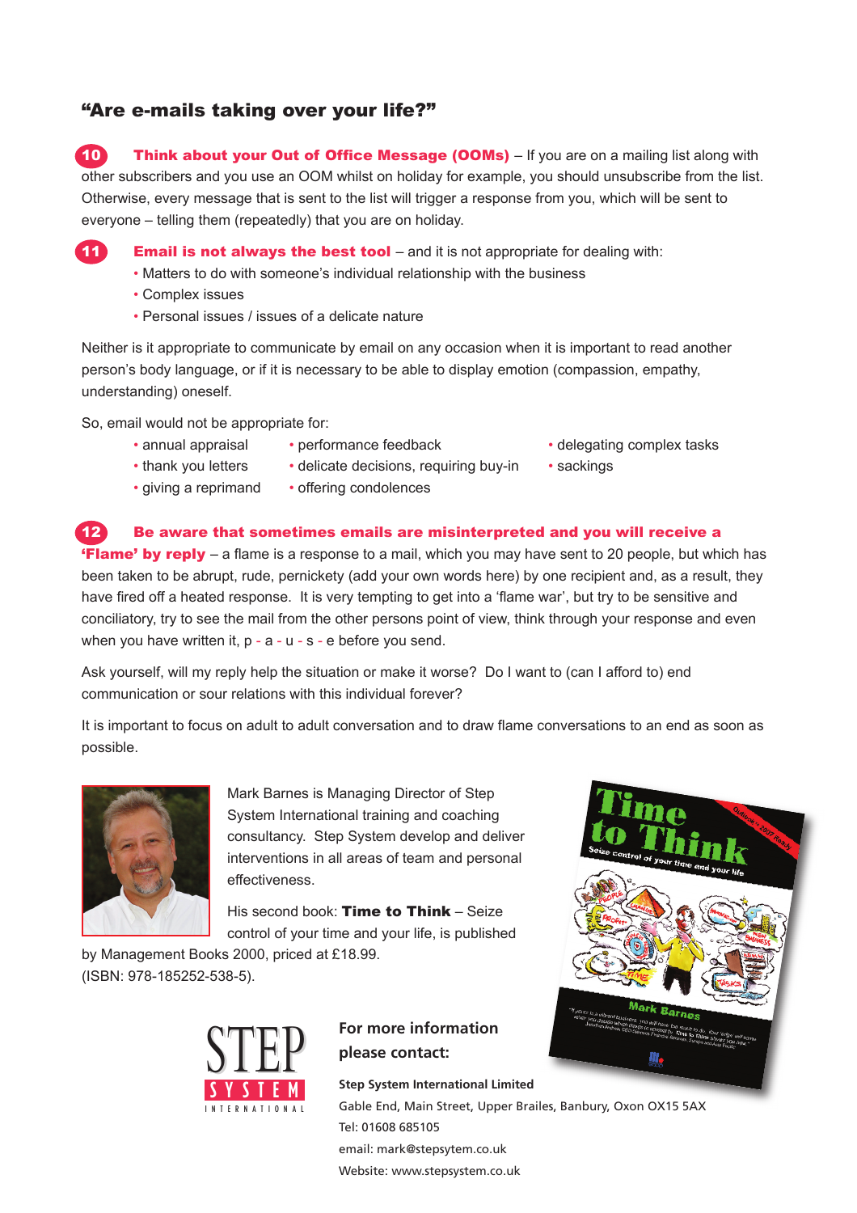## "Are e-mails taking over your life?"

**10** **Think about your Out of Office Message (OOMs)** – If you are on a mailing list along with other subscribers and you use an OOM whilst on holiday for example, you should unsubscribe from the list. Otherwise, every message that is sent to the list will trigger a response from you, which will be sent to everyone – telling them (repeatedly) that you are on holiday.

**11** **Email is not always the best tool** – and it is not appropriate for dealing with:

- Matters to do with someone's individual relationship with the business
- Complex issues
- Personal issues / issues of a delicate nature

Neither is it appropriate to communicate by email on any occasion when it is important to read another person's body language, or if it is necessary to be able to display emotion (compassion, empathy, understanding) oneself.

So, email would not be appropriate for:

- annual appraisal
- thank you letters
- giving a reprimand
- performance feedback
- delicate decisions, requiring buy-in
- offering condolences
- delegating complex tasks
- sackings

**12** **Be aware that sometimes emails are misinterpreted and you will receive a 'Flame' by reply** – a flame is a response to a mail, which you may have sent to 20 people, but which has been taken to be abrupt, rude, pernickety (add your own words here) by one recipient and, as a result, they have fired off a heated response. It is very tempting to get into a 'flame war', but try to be sensitive and conciliatory, try to see the mail from the other persons point of view, think through your response and even when you have written it, p - a - u - s - e before you send.

Ask yourself, will my reply help the situation or make it worse? Do I want to (can I afford to) end communication or sour relations with this individual forever?

It is important to focus on adult to adult conversation and to draw flame conversations to an end as soon as possible.

Mark Barnes is Managing Director of Step System International training and coaching consultancy. Step System develop and deliver interventions in all areas of team and personal effectiveness.

His second book: **Time to Think** – Seize control of your time and your life, is published by Management Books 2000, priced at £18.99. (ISBN: 978-185252-538-5).

**For more information please contact:**

**Step System International Limited**
Gable End, Main Street, Upper Brailes, Banbury, Oxon OX15 5AX
Tel: 01608 685105
email: mark@stepsytem.co.uk
Website: www.stepsystem.co.uk